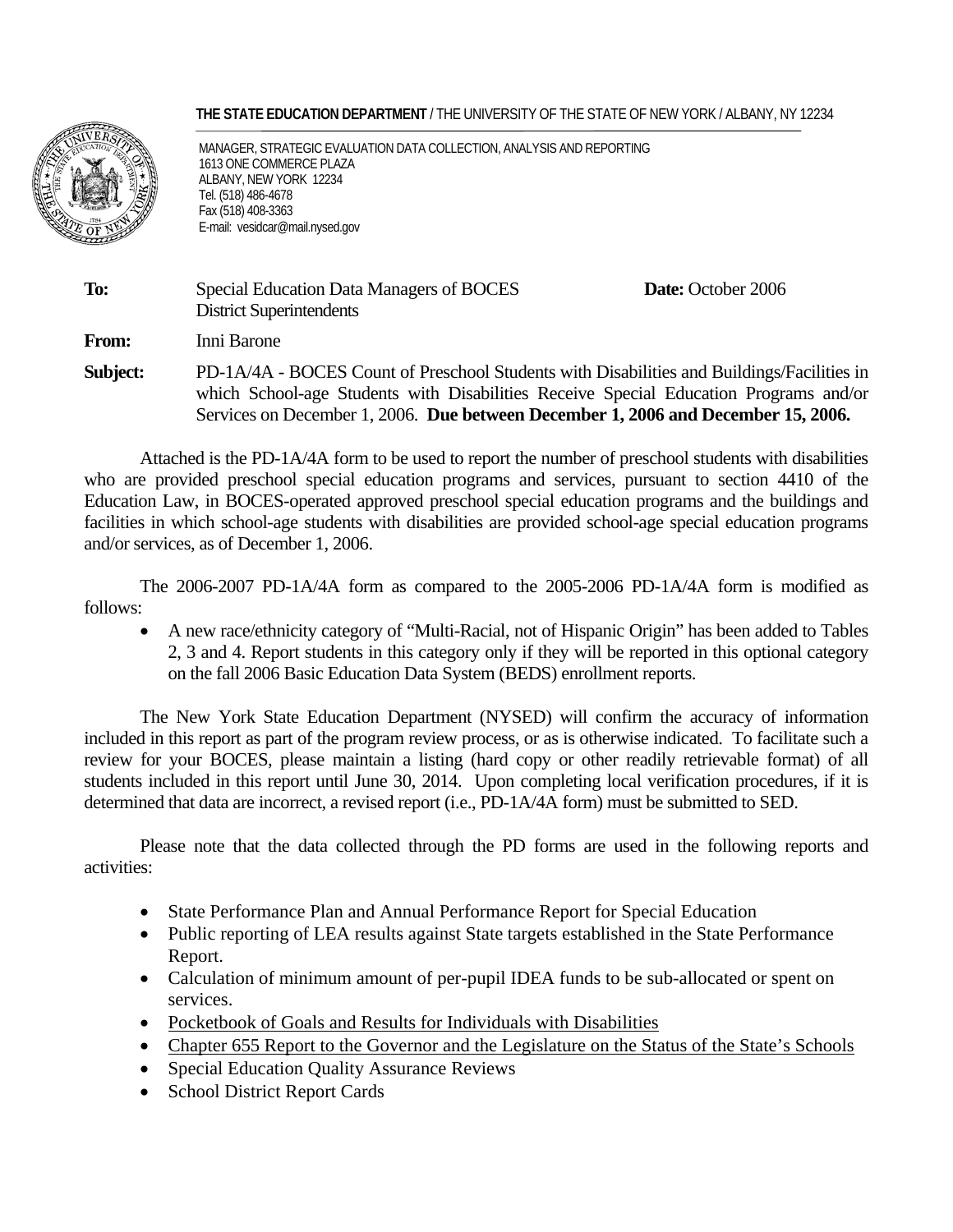**THE STATE EDUCATION DEPARTMENT** / THE UNIVERSITY OF THE STATE OF NEW YORK / ALBANY, NY 12234

MANAGER, STRATEGIC EVALUATION DATA COLLECTION, ANALYSIS AND REPORTING
1613 ONE COMMERCE PLAZA
ALBANY, NEW YORK 12234
Tel. (518) 486-4678
Fax (518) 408-3363
E-mail: vesidcar@mail.nysed.gov

**To:** Special Education Data Managers of BOCES
District Superintendents

**Date:** October 2006

**From:** Inni Barone

**Subject:** PD-1A/4A - BOCES Count of Preschool Students with Disabilities and Buildings/Facilities in which School-age Students with Disabilities Receive Special Education Programs and/or Services on December 1, 2006. **Due between December 1, 2006 and December 15, 2006.**

Attached is the PD-1A/4A form to be used to report the number of preschool students with disabilities who are provided preschool special education programs and services, pursuant to section 4410 of the Education Law, in BOCES-operated approved preschool special education programs and the buildings and facilities in which school-age students with disabilities are provided school-age special education programs and/or services, as of December 1, 2006.

The 2006-2007 PD-1A/4A form as compared to the 2005-2006 PD-1A/4A form is modified as follows:

- A new race/ethnicity category of "Multi-Racial, not of Hispanic Origin" has been added to Tables 2, 3 and 4. Report students in this category only if they will be reported in this optional category on the fall 2006 Basic Education Data System (BEDS) enrollment reports.

The New York State Education Department (NYSED) will confirm the accuracy of information included in this report as part of the program review process, or as is otherwise indicated. To facilitate such a review for your BOCES, please maintain a listing (hard copy or other readily retrievable format) of all students included in this report until June 30, 2014. Upon completing local verification procedures, if it is determined that data are incorrect, a revised report (i.e., PD-1A/4A form) must be submitted to SED.

Please note that the data collected through the PD forms are used in the following reports and activities:

- State Performance Plan and Annual Performance Report for Special Education
- Public reporting of LEA results against State targets established in the State Performance Report.
- Calculation of minimum amount of per-pupil IDEA funds to be sub-allocated or spent on services.
- Pocketbook of Goals and Results for Individuals with Disabilities
- Chapter 655 Report to the Governor and the Legislature on the Status of the State's Schools
- Special Education Quality Assurance Reviews
- School District Report Cards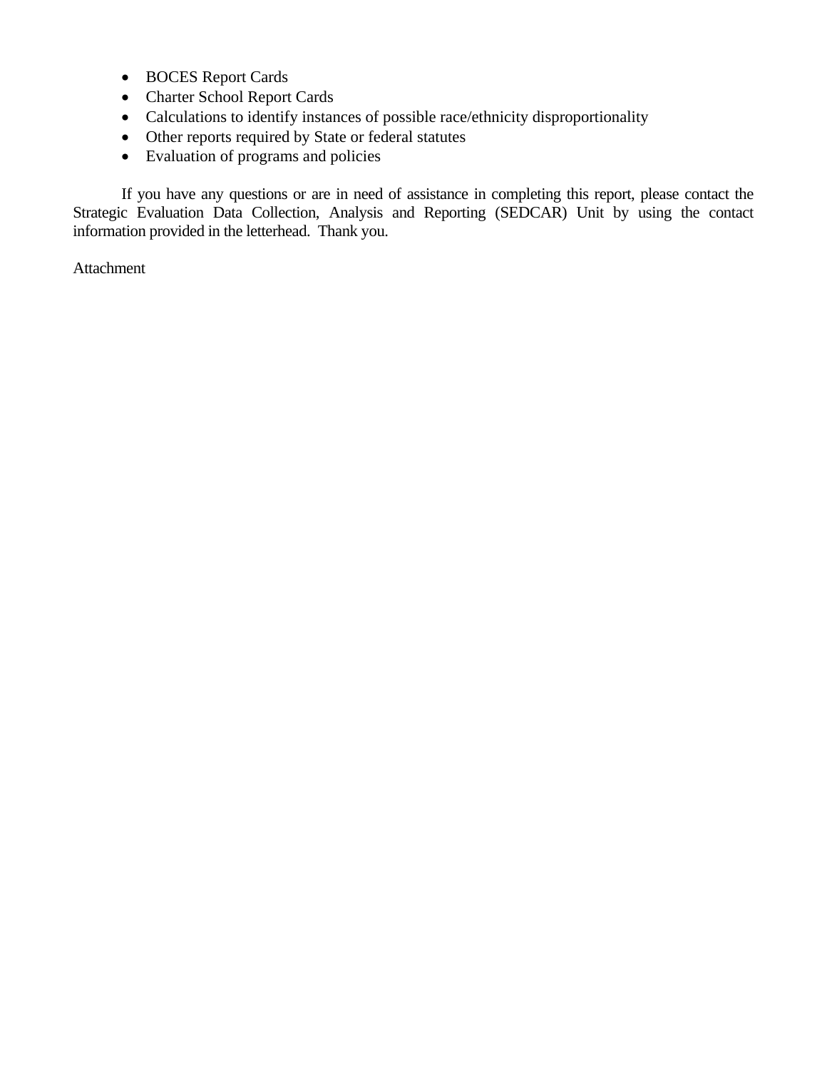- BOCES Report Cards
- Charter School Report Cards
- Calculations to identify instances of possible race/ethnicity disproportionality
- Other reports required by State or federal statutes
- Evaluation of programs and policies

If you have any questions or are in need of assistance in completing this report, please contact the Strategic Evaluation Data Collection, Analysis and Reporting (SEDCAR) Unit by using the contact information provided in the letterhead. Thank you.

Attachment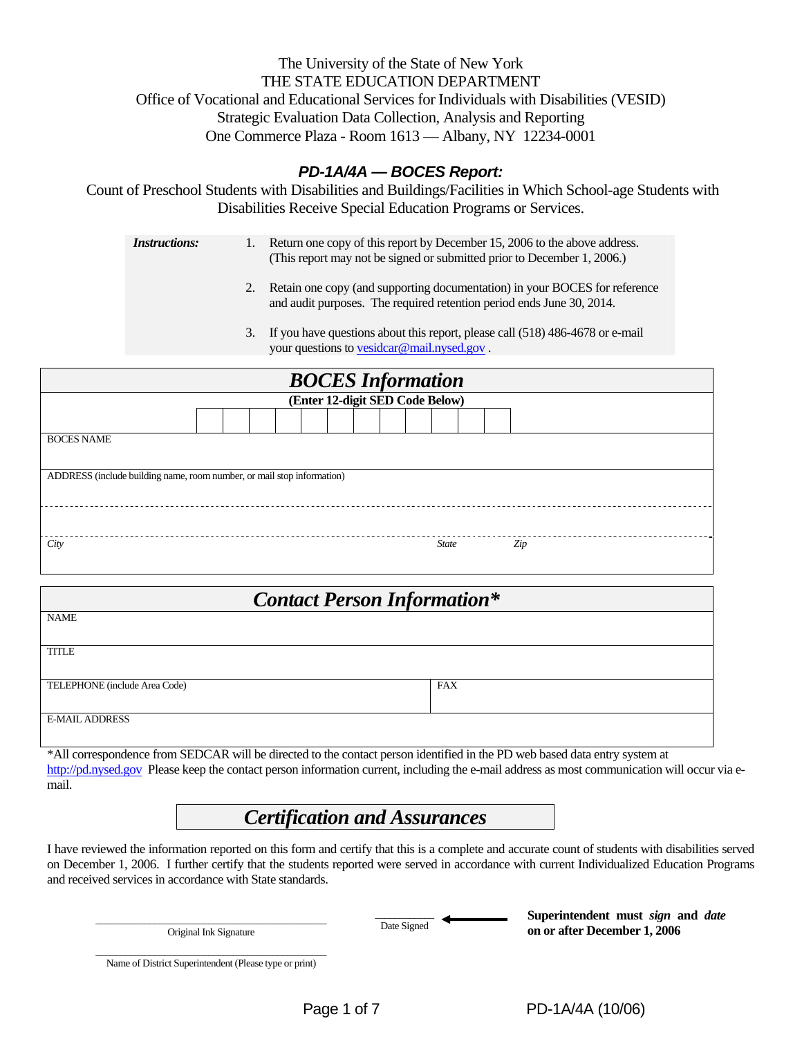The University of the State of New York
THE STATE EDUCATION DEPARTMENT
Office of Vocational and Educational Services for Individuals with Disabilities (VESID)
Strategic Evaluation Data Collection, Analysis and Reporting
One Commerce Plaza - Room 1613 — Albany, NY 12234-0001

## *PD-1A/4A — BOCES Report:*

Count of Preschool Students with Disabilities and Buildings/Facilities in Which School-age Students with Disabilities Receive Special Education Programs or Services.

***Instructions:***

1. Return one copy of this report by December 15, 2006 to the above address. (This report may not be signed or submitted prior to December 1, 2006.)
2. Retain one copy (and supporting documentation) in your BOCES for reference and audit purposes. The required retention period ends June 30, 2014.
3. If you have questions about this report, please call (518) 486-4678 or e-mail your questions to vesidcar@mail.nysed.gov .

## *BOCES Information*

**(Enter 12-digit SED Code Below)**

| | | | | | | | | | | | |
|---|---|---|---|---|---|---|---|---|---|---|---|
| | | | | | | | | | | | |

BOCES NAME

ADDRESS (include building name, room number, or mail stop information)

*City* *State* *Zip*

## *Contact Person Information**

| | |
|---|---|
| NAME | |
| TITLE | |
| TELEPHONE (include Area Code) | FAX |
| E-MAIL ADDRESS | |

*All correspondence from SEDCAR will be directed to the contact person identified in the PD web based data entry system at http://pd.nysed.gov Please keep the contact person information current, including the e-mail address as most communication will occur via e-mail.

## *Certification and Assurances*

I have reviewed the information reported on this form and certify that this is a complete and accurate count of students with disabilities served on December 1, 2006. I further certify that the students reported were served in accordance with current Individualized Education Programs and received services in accordance with State standards.

\_\_\_\_\_\_\_\_\_\_\_\_\_\_\_\_\_\_\_\_\_\_\_\_\_\_\_\_\_\_\_\_\_\_\_\_
Original Ink Signature

\_\_\_\_\_\_\_\_\_\_
Date Signed

**Superintendent must *sign* and *date* on or after December 1, 2006**

\_\_\_\_\_\_\_\_\_\_\_\_\_\_\_\_\_\_\_\_\_\_\_\_\_\_\_\_\_\_\_\_\_\_\_\_
Name of District Superintendent (Please type or print)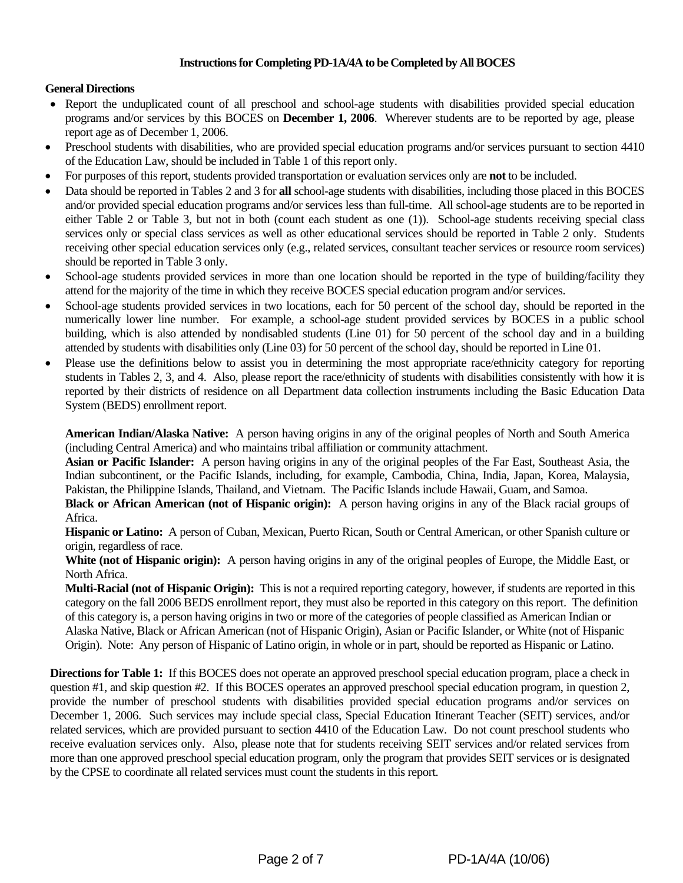## Instructions for Completing PD-1A/4A to be Completed by All BOCES

**General Directions**

- Report the unduplicated count of all preschool and school-age students with disabilities provided special education programs and/or services by this BOCES on **December 1, 2006**. Wherever students are to be reported by age, please report age as of December 1, 2006.
- Preschool students with disabilities, who are provided special education programs and/or services pursuant to section 4410 of the Education Law, should be included in Table 1 of this report only.
- For purposes of this report, students provided transportation or evaluation services only are **not** to be included.
- Data should be reported in Tables 2 and 3 for **all** school-age students with disabilities, including those placed in this BOCES and/or provided special education programs and/or services less than full-time. All school-age students are to be reported in either Table 2 or Table 3, but not in both (count each student as one (1)). School-age students receiving special class services only or special class services as well as other educational services should be reported in Table 2 only. Students receiving other special education services only (e.g., related services, consultant teacher services or resource room services) should be reported in Table 3 only.
- School-age students provided services in more than one location should be reported in the type of building/facility they attend for the majority of the time in which they receive BOCES special education program and/or services.
- School-age students provided services in two locations, each for 50 percent of the school day, should be reported in the numerically lower line number. For example, a school-age student provided services by BOCES in a public school building, which is also attended by nondisabled students (Line 01) for 50 percent of the school day and in a building attended by students with disabilities only (Line 03) for 50 percent of the school day, should be reported in Line 01.
- Please use the definitions below to assist you in determining the most appropriate race/ethnicity category for reporting students in Tables 2, 3, and 4. Also, please report the race/ethnicity of students with disabilities consistently with how it is reported by their districts of residence on all Department data collection instruments including the Basic Education Data System (BEDS) enrollment report.

**American Indian/Alaska Native:** A person having origins in any of the original peoples of North and South America (including Central America) and who maintains tribal affiliation or community attachment.
**Asian or Pacific Islander:** A person having origins in any of the original peoples of the Far East, Southeast Asia, the Indian subcontinent, or the Pacific Islands, including, for example, Cambodia, China, India, Japan, Korea, Malaysia, Pakistan, the Philippine Islands, Thailand, and Vietnam. The Pacific Islands include Hawaii, Guam, and Samoa.
**Black or African American (not of Hispanic origin):** A person having origins in any of the Black racial groups of Africa.
**Hispanic or Latino:** A person of Cuban, Mexican, Puerto Rican, South or Central American, or other Spanish culture or origin, regardless of race.
**White (not of Hispanic origin):** A person having origins in any of the original peoples of Europe, the Middle East, or North Africa.
**Multi-Racial (not of Hispanic Origin):** This is not a required reporting category, however, if students are reported in this category on the fall 2006 BEDS enrollment report, they must also be reported in this category on this report. The definition of this category is, a person having origins in two or more of the categories of people classified as American Indian or Alaska Native, Black or African American (not of Hispanic Origin), Asian or Pacific Islander, or White (not of Hispanic Origin). Note: Any person of Hispanic of Latino origin, in whole or in part, should be reported as Hispanic or Latino.

**Directions for Table 1:** If this BOCES does not operate an approved preschool special education program, place a check in question #1, and skip question #2. If this BOCES operates an approved preschool special education program, in question 2, provide the number of preschool students with disabilities provided special education programs and/or services on December 1, 2006. Such services may include special class, Special Education Itinerant Teacher (SEIT) services, and/or related services, which are provided pursuant to section 4410 of the Education Law. Do not count preschool students who receive evaluation services only. Also, please note that for students receiving SEIT services and/or related services from more than one approved preschool special education program, only the program that provides SEIT services or is designated by the CPSE to coordinate all related services must count the students in this report.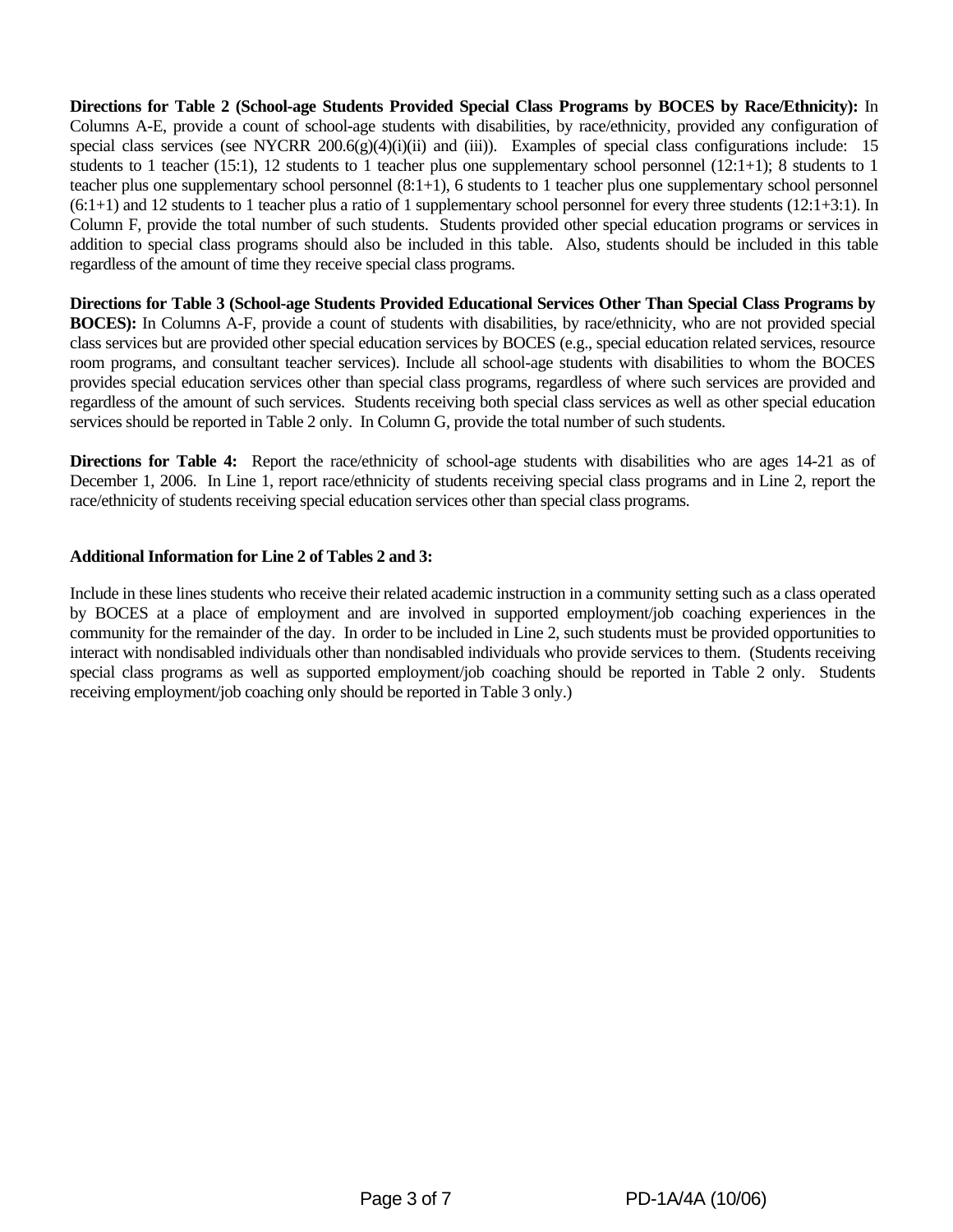**Directions for Table 2 (School-age Students Provided Special Class Programs by BOCES by Race/Ethnicity):** In Columns A-E, provide a count of school-age students with disabilities, by race/ethnicity, provided any configuration of special class services (see NYCRR 200.6(g)(4)(i)(ii) and (iii)). Examples of special class configurations include: 15 students to 1 teacher (15:1), 12 students to 1 teacher plus one supplementary school personnel (12:1+1); 8 students to 1 teacher plus one supplementary school personnel (8:1+1), 6 students to 1 teacher plus one supplementary school personnel (6:1+1) and 12 students to 1 teacher plus a ratio of 1 supplementary school personnel for every three students (12:1+3:1). In Column F, provide the total number of such students. Students provided other special education programs or services in addition to special class programs should also be included in this table. Also, students should be included in this table regardless of the amount of time they receive special class programs.

**Directions for Table 3 (School-age Students Provided Educational Services Other Than Special Class Programs by BOCES):** In Columns A-F, provide a count of students with disabilities, by race/ethnicity, who are not provided special class services but are provided other special education services by BOCES (e.g., special education related services, resource room programs, and consultant teacher services). Include all school-age students with disabilities to whom the BOCES provides special education services other than special class programs, regardless of where such services are provided and regardless of the amount of such services. Students receiving both special class services as well as other special education services should be reported in Table 2 only. In Column G, provide the total number of such students.

**Directions for Table 4:** Report the race/ethnicity of school-age students with disabilities who are ages 14-21 as of December 1, 2006. In Line 1, report race/ethnicity of students receiving special class programs and in Line 2, report the race/ethnicity of students receiving special education services other than special class programs.

**Additional Information for Line 2 of Tables 2 and 3:**

Include in these lines students who receive their related academic instruction in a community setting such as a class operated by BOCES at a place of employment and are involved in supported employment/job coaching experiences in the community for the remainder of the day. In order to be included in Line 2, such students must be provided opportunities to interact with nondisabled individuals other than nondisabled individuals who provide services to them. (Students receiving special class programs as well as supported employment/job coaching should be reported in Table 2 only. Students receiving employment/job coaching only should be reported in Table 3 only.)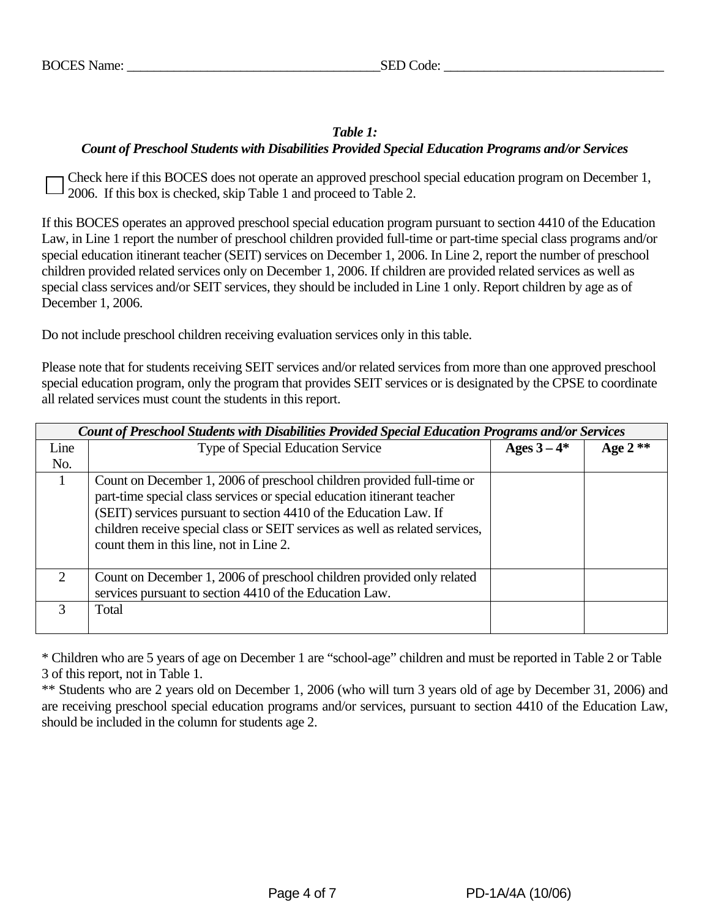BOCES Name: ______________________________________SED Code: _________________________________

### *Table 1:*
### *Count of Preschool Students with Disabilities Provided Special Education Programs and/or Services*

☐ Check here if this BOCES does not operate an approved preschool special education program on December 1, 2006. If this box is checked, skip Table 1 and proceed to Table 2.

If this BOCES operates an approved preschool special education program pursuant to section 4410 of the Education Law, in Line 1 report the number of preschool children provided full-time or part-time special class programs and/or special education itinerant teacher (SEIT) services on December 1, 2006. In Line 2, report the number of preschool children provided related services only on December 1, 2006. If children are provided related services as well as special class services and/or SEIT services, they should be included in Line 1 only. Report children by age as of December 1, 2006.

Do not include preschool children receiving evaluation services only in this table.

Please note that for students receiving SEIT services and/or related services from more than one approved preschool special education program, only the program that provides SEIT services or is designated by the CPSE to coordinate all related services must count the students in this report.

| *Count of Preschool Students with Disabilities Provided Special Education Programs and/or Services* | | | |
|---|---|---|---|
| Line No. | Type of Special Education Service | **Ages 3 – 4*** | **Age 2 **** |
| 1 | Count on December 1, 2006 of preschool children provided full-time or part-time special class services or special education itinerant teacher (SEIT) services pursuant to section 4410 of the Education Law. If children receive special class or SEIT services as well as related services, count them in this line, not in Line 2. | | |
| 2 | Count on December 1, 2006 of preschool children provided only related services pursuant to section 4410 of the Education Law. | | |
| 3 | Total | | |

* Children who are 5 years of age on December 1 are "school-age" children and must be reported in Table 2 or Table 3 of this report, not in Table 1.

** Students who are 2 years old on December 1, 2006 (who will turn 3 years old of age by December 31, 2006) and are receiving preschool special education programs and/or services, pursuant to section 4410 of the Education Law, should be included in the column for students age 2.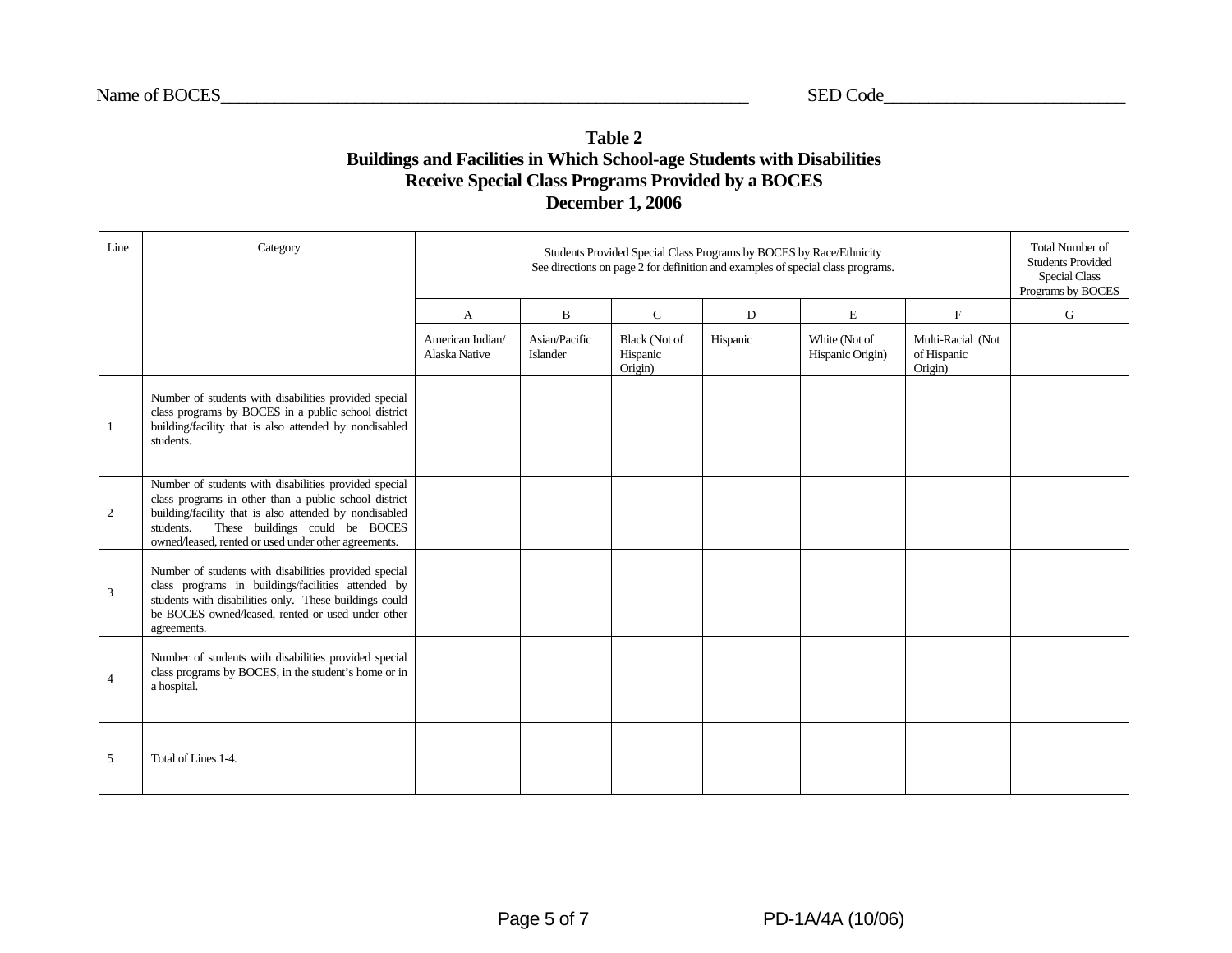Name of BOCES________________________________________________________ SED Code__________________________

**Table 2**
**Buildings and Facilities in Which School-age Students with Disabilities Receive Special Class Programs Provided by a BOCES**
**December 1, 2006**

| Line | Category | Students Provided Special Class Programs by BOCES by Race/Ethnicity See directions on page 2 for definition and examples of special class programs. | | | | | | Total Number of Students Provided Special Class Programs by BOCES |
|---|---|---|---|---|---|---|---|---|
| | | A | B | C | D | E | F | G |
| | | American Indian/ Alaska Native | Asian/Pacific Islander | Black (Not of Hispanic Origin) | Hispanic | White (Not of Hispanic Origin) | Multi-Racial (Not of Hispanic Origin) | |
| 1 | Number of students with disabilities provided special class programs by BOCES in a public school district building/facility that is also attended by nondisabled students. | | | | | | | |
| 2 | Number of students with disabilities provided special class programs in other than a public school district building/facility that is also attended by nondisabled students. These buildings could be BOCES owned/leased, rented or used under other agreements. | | | | | | | |
| 3 | Number of students with disabilities provided special class programs in buildings/facilities attended by students with disabilities only. These buildings could be BOCES owned/leased, rented or used under other agreements. | | | | | | | |
| 4 | Number of students with disabilities provided special class programs by BOCES, in the student's home or in a hospital. | | | | | | | |
| 5 | Total of Lines 1-4. | | | | | | | |

PD-1A/4A (10/06)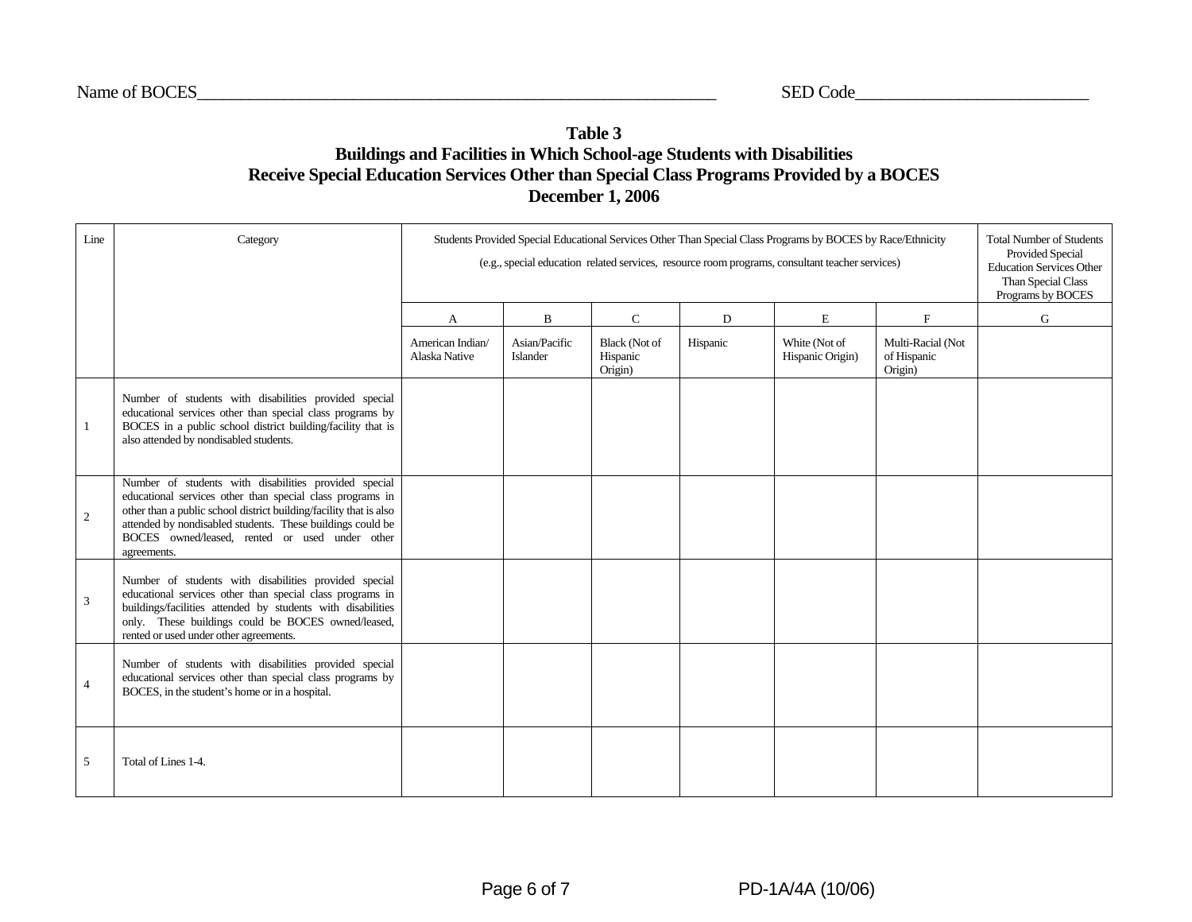Name of BOCES_______________________________________________________________ SED Code___________________________

**Table 3**
**Buildings and Facilities in Which School-age Students with Disabilities**
**Receive Special Education Services Other than Special Class Programs Provided by a BOCES**
**December 1, 2006**

| Line | Category | Students Provided Special Educational Services Other Than Special Class Programs by BOCES by Race/Ethnicity (e.g., special education related services, resource room programs, consultant teacher services) | | | | | | Total Number of Students Provided Special Education Services Other Than Special Class Programs by BOCES |
|---|---|---|---|---|---|---|---|---|
| | | A | B | C | D | E | F | G |
| | | American Indian/ Alaska Native | Asian/Pacific Islander | Black (Not of Hispanic Origin) | Hispanic | White (Not of Hispanic Origin) | Multi-Racial (Not of Hispanic Origin) | |
| 1 | Number of students with disabilities provided special educational services other than special class programs by BOCES in a public school district building/facility that is also attended by nondisabled students. | | | | | | | |
| 2 | Number of students with disabilities provided special educational services other than special class programs in other than a public school district building/facility that is also attended by nondisabled students. These buildings could be BOCES owned/leased, rented or used under other agreements. | | | | | | | |
| 3 | Number of students with disabilities provided special educational services other than special class programs in buildings/facilities attended by students with disabilities only. These buildings could be BOCES owned/leased, rented or used under other agreements. | | | | | | | |
| 4 | Number of students with disabilities provided special educational services other than special class programs by BOCES, in the student's home or in a hospital. | | | | | | | |
| 5 | Total of Lines 1-4. | | | | | | | |

PD-1A/4A (10/06)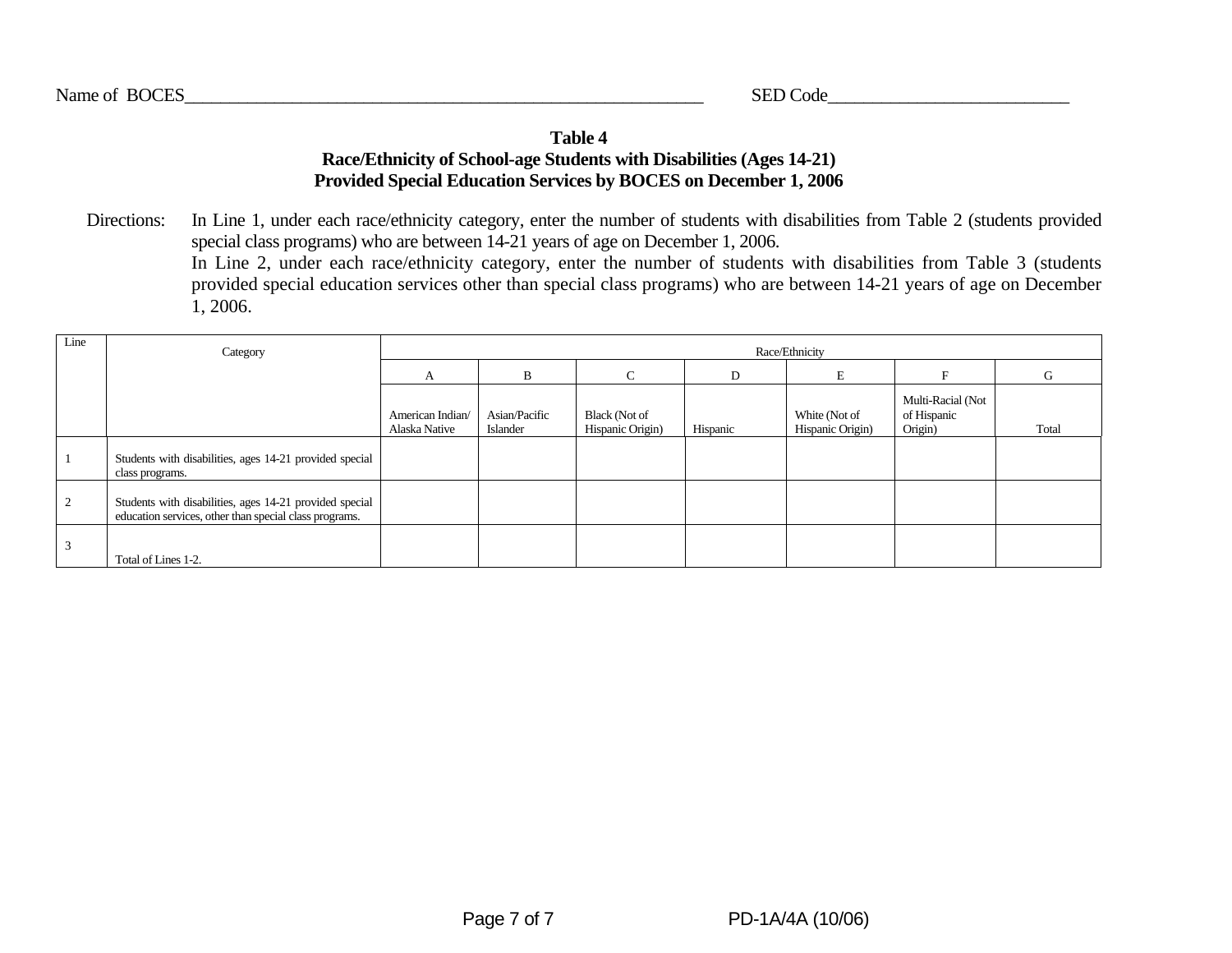Name of BOCES_______________________________________________________ SED Code___________________________

### Table 4
### Race/Ethnicity of School-age Students with Disabilities (Ages 14-21) Provided Special Education Services by BOCES on December 1, 2006

Directions: In Line 1, under each race/ethnicity category, enter the number of students with disabilities from Table 2 (students provided special class programs) who are between 14-21 years of age on December 1, 2006.
In Line 2, under each race/ethnicity category, enter the number of students with disabilities from Table 3 (students provided special education services other than special class programs) who are between 14-21 years of age on December 1, 2006.

| Line | Category | Race/Ethnicity | | | | | | |
|---|---|---|---|---|---|---|---|---|
| | | A | B | C | D | E | F | G |
| | | American Indian/ Alaska Native | Asian/Pacific Islander | Black (Not of Hispanic Origin) | Hispanic | White (Not of Hispanic Origin) | Multi-Racial (Not of Hispanic Origin) | Total |
| 1 | Students with disabilities, ages 14-21 provided special class programs. | | | | | | | |
| 2 | Students with disabilities, ages 14-21 provided special education services, other than special class programs. | | | | | | | |
| 3 | Total of Lines 1-2. | | | | | | | |

PD-1A/4A (10/06)